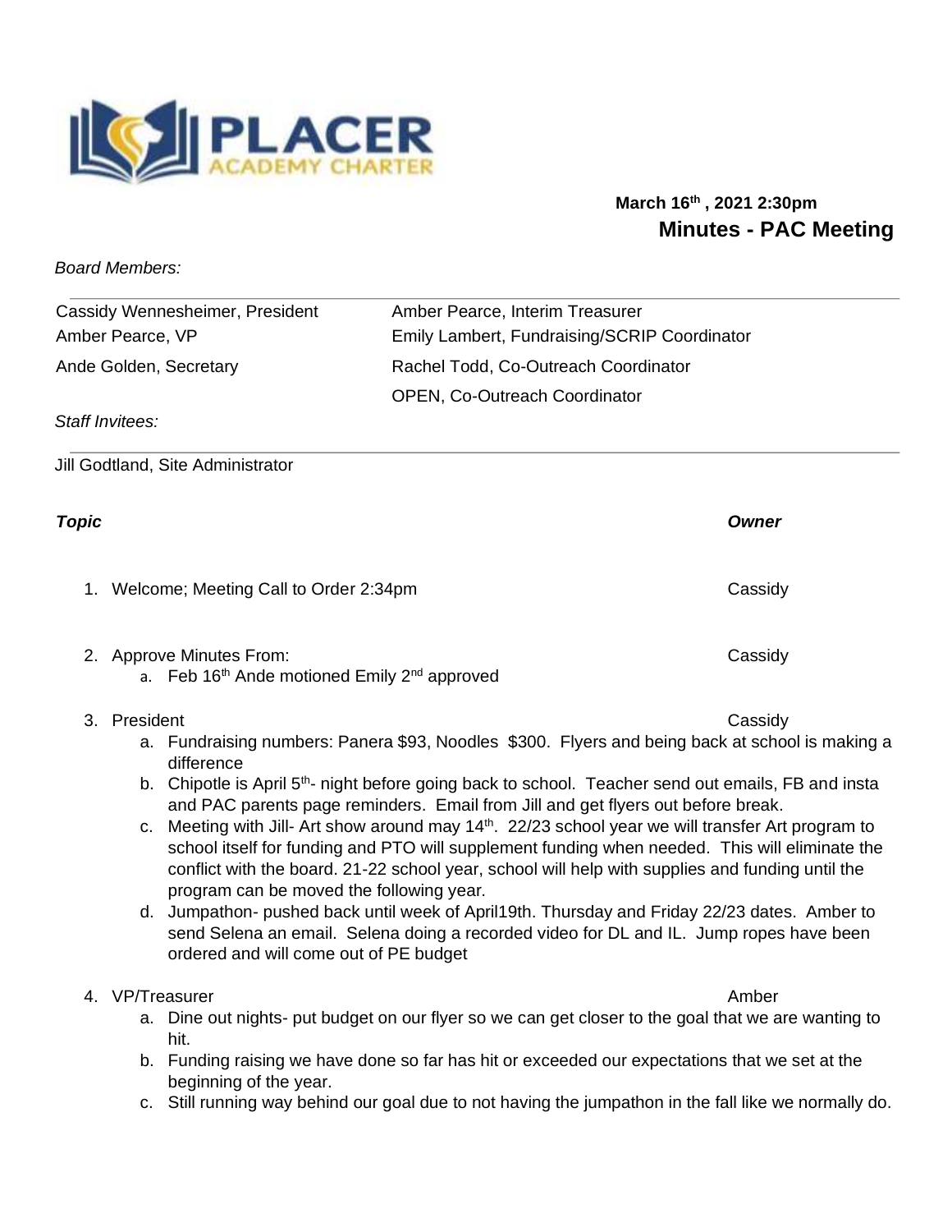March 16th , 2021 2:30pm

# Minutes - PAC Meeting

*Board Members:*

| | |
|---|---|
| Cassidy Wennesheimer, President | Amber Pearce, Interim Treasurer |
| Amber Pearce, VP | Emily Lambert, Fundraising/SCRIP Coordinator |
| Ande Golden, Secretary | Rachel Todd, Co-Outreach Coordinator |
| | OPEN, Co-Outreach Coordinator |

*Staff Invitees:*

Jill Godtland, Site Administrator

| ***Topic*** | ***Owner*** |
|---|---|
| 1. Welcome; Meeting Call to Order 2:34pm | Cassidy |
| 2. Approve Minutes From: | Cassidy |
| 3. President | Cassidy |
| 4. VP/Treasurer | Amber |

1. Welcome; Meeting Call to Order 2:34pm — Cassidy

2. Approve Minutes From: — Cassidy
   a. Feb 16th Ande motioned Emily 2nd approved

3. President — Cassidy
   a. Fundraising numbers: Panera $93, Noodles $300. Flyers and being back at school is making a difference
   b. Chipotle is April 5th- night before going back to school. Teacher send out emails, FB and insta and PAC parents page reminders. Email from Jill and get flyers out before break.
   c. Meeting with Jill- Art show around may 14th. 22/23 school year we will transfer Art program to school itself for funding and PTO will supplement funding when needed. This will eliminate the conflict with the board. 21-22 school year, school will help with supplies and funding until the program can be moved the following year.
   d. Jumpathon- pushed back until week of April19th. Thursday and Friday 22/23 dates. Amber to send Selena an email. Selena doing a recorded video for DL and IL. Jump ropes have been ordered and will come out of PE budget

4. VP/Treasurer — Amber
   a. Dine out nights- put budget on our flyer so we can get closer to the goal that we are wanting to hit.
   b. Funding raising we have done so far has hit or exceeded our expectations that we set at the beginning of the year.
   c. Still running way behind our goal due to not having the jumpathon in the fall like we normally do.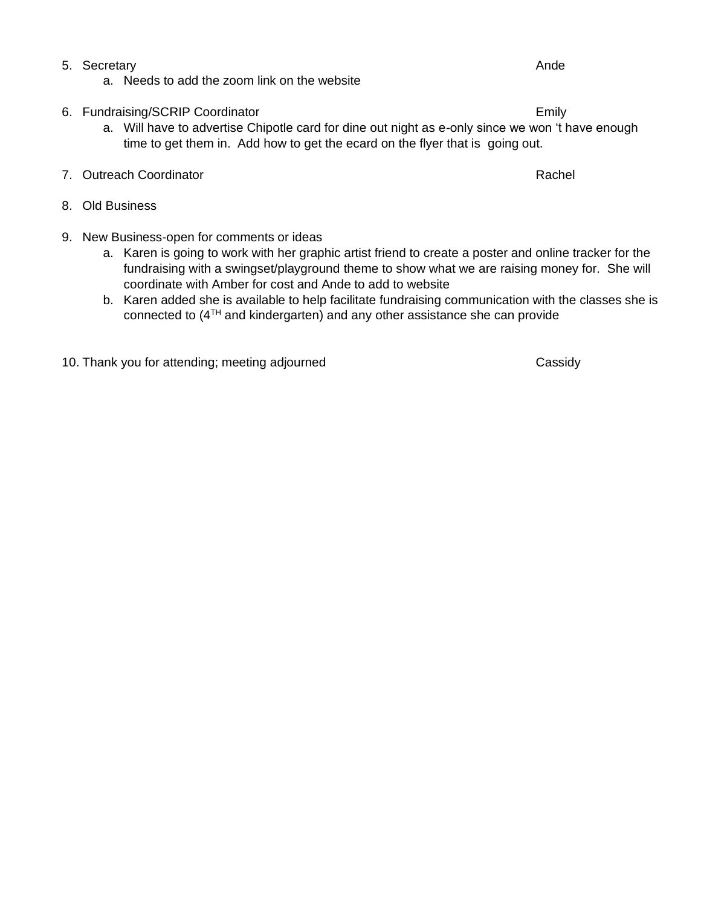5. Secretary Ande
    a. Needs to add the zoom link on the website

6. Fundraising/SCRIP Coordinator Emily
    a. Will have to advertise Chipotle card for dine out night as e-only since we won 't have enough time to get them in. Add how to get the ecard on the flyer that is going out.

7. Outreach Coordinator Rachel

8. Old Business

9. New Business-open for comments or ideas
    a. Karen is going to work with her graphic artist friend to create a poster and online tracker for the fundraising with a swingset/playground theme to show what we are raising money for. She will coordinate with Amber for cost and Ande to add to website
    b. Karen added she is available to help facilitate fundraising communication with the classes she is connected to (4TH and kindergarten) and any other assistance she can provide

10. Thank you for attending; meeting adjourned Cassidy